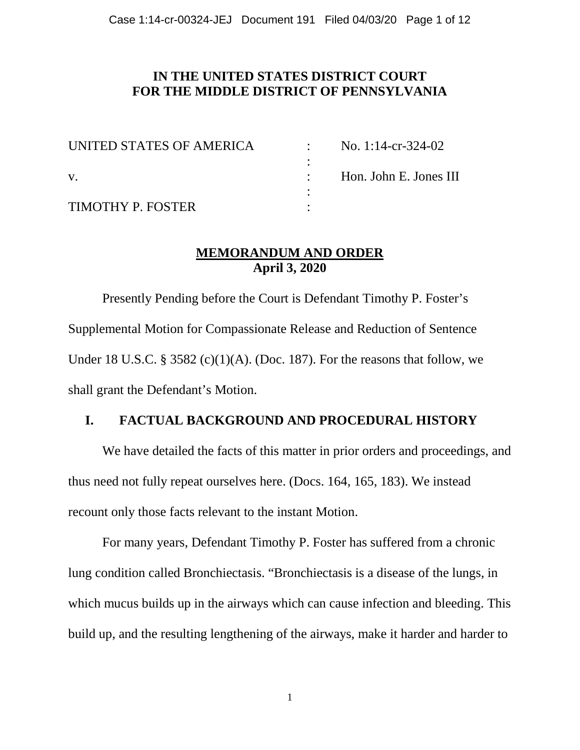**IN THE UNITED STATES DISTRICT COURT**
**FOR THE MIDDLE DISTRICT OF PENNSYLVANIA**

| | | |
|---|---|---|
| UNITED STATES OF AMERICA | : | No. 1:14-cr-324-02 |
| | : | |
| v. | : | Hon. John E. Jones III |
| | : | |
| TIMOTHY P. FOSTER | : | |

**MEMORANDUM AND ORDER**
**April 3, 2020**

Presently Pending before the Court is Defendant Timothy P. Foster's Supplemental Motion for Compassionate Release and Reduction of Sentence Under 18 U.S.C. § 3582 (c)(1)(A). (Doc. 187). For the reasons that follow, we shall grant the Defendant's Motion.

## I. FACTUAL BACKGROUND AND PROCEDURAL HISTORY

We have detailed the facts of this matter in prior orders and proceedings, and thus need not fully repeat ourselves here. (Docs. 164, 165, 183). We instead recount only those facts relevant to the instant Motion.

For many years, Defendant Timothy P. Foster has suffered from a chronic lung condition called Bronchiectasis. "Bronchiectasis is a disease of the lungs, in which mucus builds up in the airways which can cause infection and bleeding. This build up, and the resulting lengthening of the airways, make it harder and harder to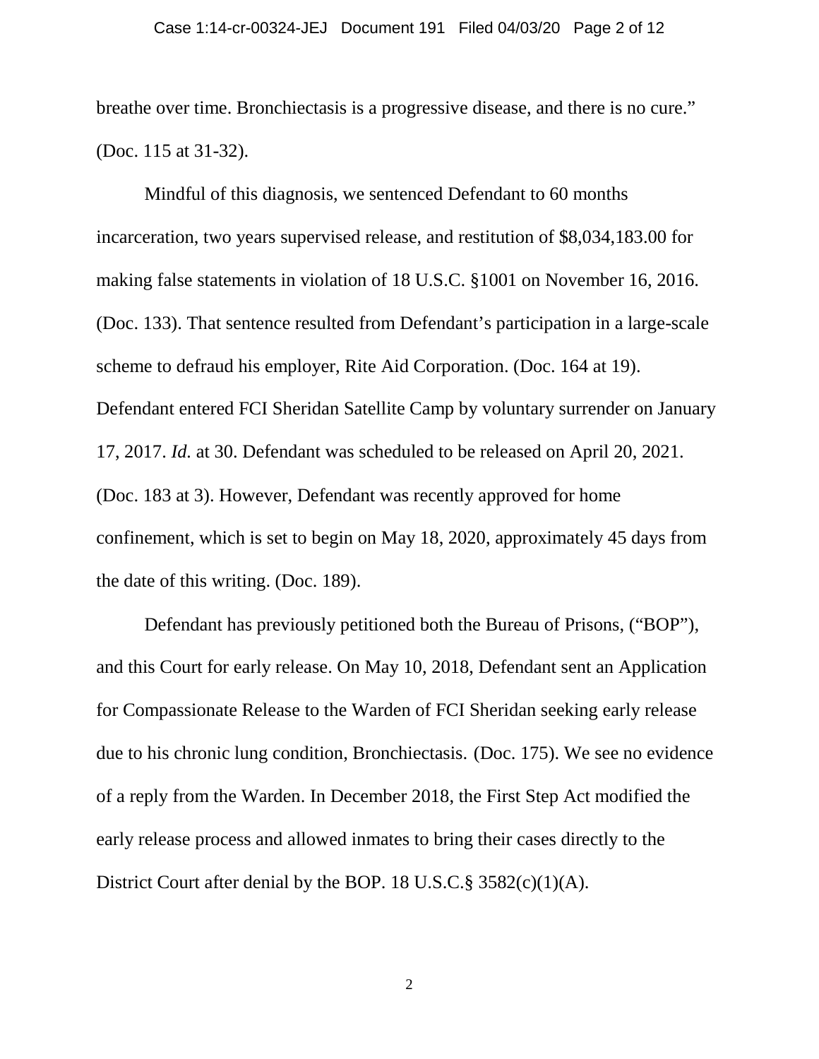breathe over time. Bronchiectasis is a progressive disease, and there is no cure." (Doc. 115 at 31-32).

Mindful of this diagnosis, we sentenced Defendant to 60 months incarceration, two years supervised release, and restitution of $8,034,183.00 for making false statements in violation of 18 U.S.C. §1001 on November 16, 2016. (Doc. 133). That sentence resulted from Defendant's participation in a large-scale scheme to defraud his employer, Rite Aid Corporation. (Doc. 164 at 19). Defendant entered FCI Sheridan Satellite Camp by voluntary surrender on January 17, 2017. *Id.* at 30. Defendant was scheduled to be released on April 20, 2021. (Doc. 183 at 3). However, Defendant was recently approved for home confinement, which is set to begin on May 18, 2020, approximately 45 days from the date of this writing. (Doc. 189).

Defendant has previously petitioned both the Bureau of Prisons, ("BOP"), and this Court for early release. On May 10, 2018, Defendant sent an Application for Compassionate Release to the Warden of FCI Sheridan seeking early release due to his chronic lung condition, Bronchiectasis. (Doc. 175). We see no evidence of a reply from the Warden. In December 2018, the First Step Act modified the early release process and allowed inmates to bring their cases directly to the District Court after denial by the BOP. 18 U.S.C.§ 3582(c)(1)(A).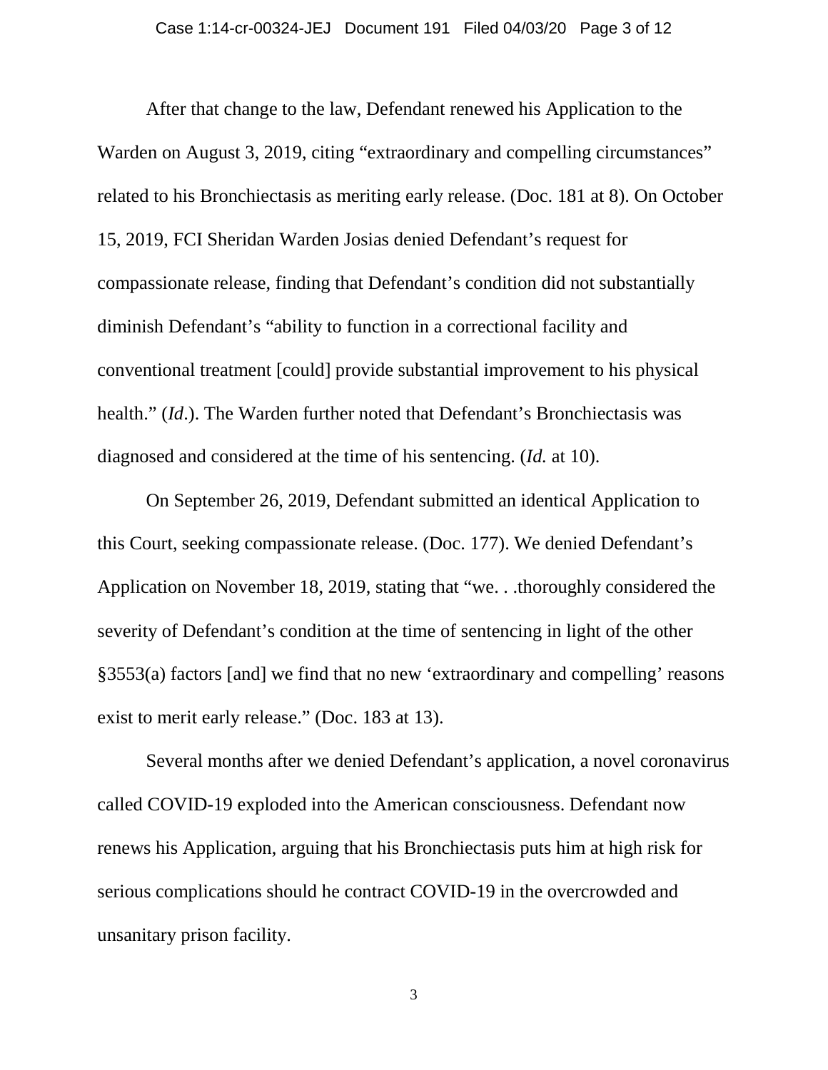After that change to the law, Defendant renewed his Application to the Warden on August 3, 2019, citing "extraordinary and compelling circumstances" related to his Bronchiectasis as meriting early release. (Doc. 181 at 8). On October 15, 2019, FCI Sheridan Warden Josias denied Defendant's request for compassionate release, finding that Defendant's condition did not substantially diminish Defendant's "ability to function in a correctional facility and conventional treatment [could] provide substantial improvement to his physical health." (*Id*.). The Warden further noted that Defendant's Bronchiectasis was diagnosed and considered at the time of his sentencing. (*Id.* at 10).

On September 26, 2019, Defendant submitted an identical Application to this Court, seeking compassionate release. (Doc. 177). We denied Defendant's Application on November 18, 2019, stating that "we. . .thoroughly considered the severity of Defendant's condition at the time of sentencing in light of the other §3553(a) factors [and] we find that no new 'extraordinary and compelling' reasons exist to merit early release." (Doc. 183 at 13).

Several months after we denied Defendant's application, a novel coronavirus called COVID-19 exploded into the American consciousness. Defendant now renews his Application, arguing that his Bronchiectasis puts him at high risk for serious complications should he contract COVID-19 in the overcrowded and unsanitary prison facility.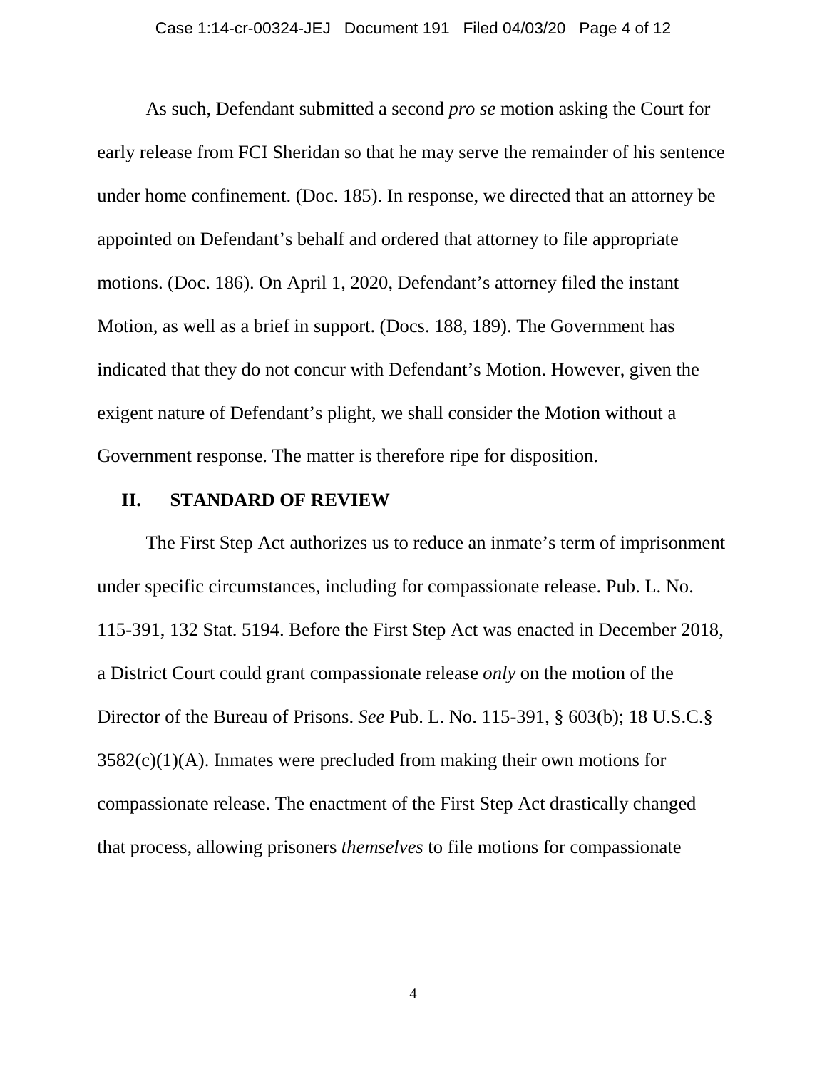As such, Defendant submitted a second *pro se* motion asking the Court for early release from FCI Sheridan so that he may serve the remainder of his sentence under home confinement. (Doc. 185). In response, we directed that an attorney be appointed on Defendant's behalf and ordered that attorney to file appropriate motions. (Doc. 186). On April 1, 2020, Defendant's attorney filed the instant Motion, as well as a brief in support. (Docs. 188, 189). The Government has indicated that they do not concur with Defendant's Motion. However, given the exigent nature of Defendant's plight, we shall consider the Motion without a Government response. The matter is therefore ripe for disposition.

## II. STANDARD OF REVIEW

The First Step Act authorizes us to reduce an inmate's term of imprisonment under specific circumstances, including for compassionate release. Pub. L. No. 115-391, 132 Stat. 5194. Before the First Step Act was enacted in December 2018, a District Court could grant compassionate release *only* on the motion of the Director of the Bureau of Prisons. *See* Pub. L. No. 115-391, § 603(b); 18 U.S.C.§ 3582(c)(1)(A). Inmates were precluded from making their own motions for compassionate release. The enactment of the First Step Act drastically changed that process, allowing prisoners *themselves* to file motions for compassionate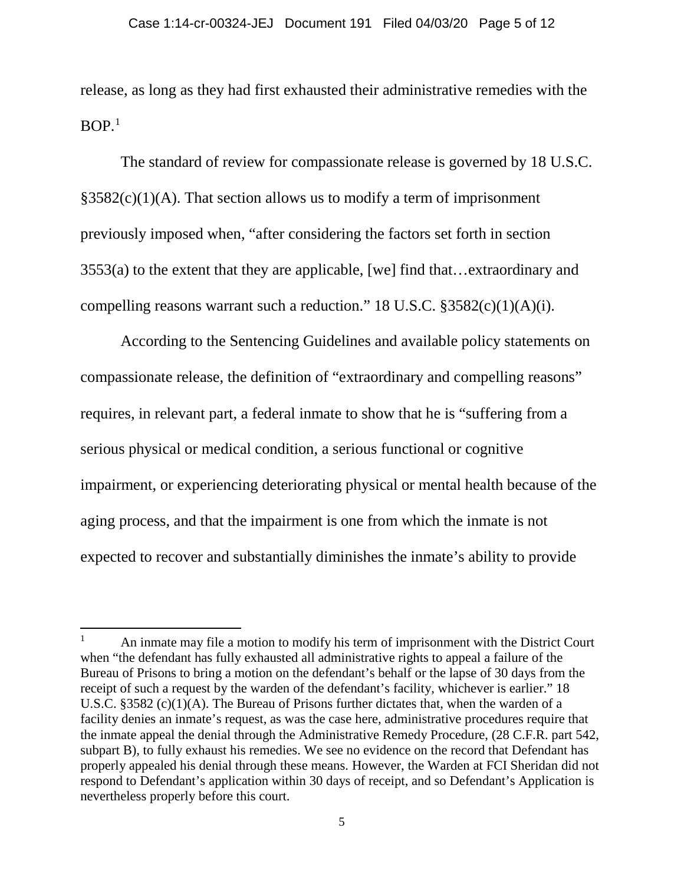release, as long as they had first exhausted their administrative remedies with the BOP.[1]

The standard of review for compassionate release is governed by 18 U.S.C. §3582(c)(1)(A). That section allows us to modify a term of imprisonment previously imposed when, "after considering the factors set forth in section 3553(a) to the extent that they are applicable, [we] find that…extraordinary and compelling reasons warrant such a reduction." 18 U.S.C. §3582(c)(1)(A)(i).

According to the Sentencing Guidelines and available policy statements on compassionate release, the definition of "extraordinary and compelling reasons" requires, in relevant part, a federal inmate to show that he is "suffering from a serious physical or medical condition, a serious functional or cognitive impairment, or experiencing deteriorating physical or mental health because of the aging process, and that the impairment is one from which the inmate is not expected to recover and substantially diminishes the inmate's ability to provide

---

[1] An inmate may file a motion to modify his term of imprisonment with the District Court when "the defendant has fully exhausted all administrative rights to appeal a failure of the Bureau of Prisons to bring a motion on the defendant's behalf or the lapse of 30 days from the receipt of such a request by the warden of the defendant's facility, whichever is earlier." 18 U.S.C. §3582 (c)(1)(A). The Bureau of Prisons further dictates that, when the warden of a facility denies an inmate's request, as was the case here, administrative procedures require that the inmate appeal the denial through the Administrative Remedy Procedure, (28 C.F.R. part 542, subpart B), to fully exhaust his remedies. We see no evidence on the record that Defendant has properly appealed his denial through these means. However, the Warden at FCI Sheridan did not respond to Defendant's application within 30 days of receipt, and so Defendant's Application is nevertheless properly before this court.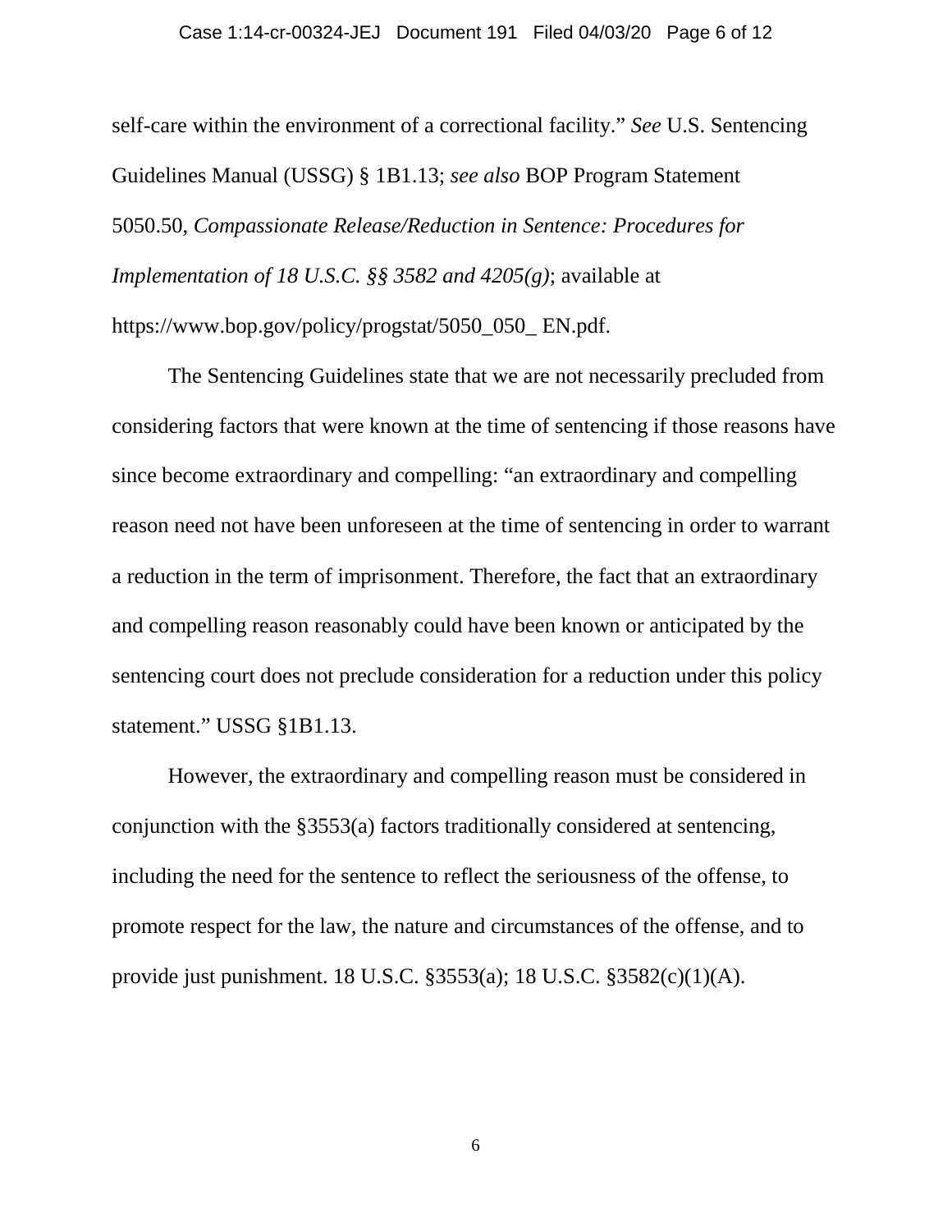self-care within the environment of a correctional facility." *See* U.S. Sentencing Guidelines Manual (USSG) § 1B1.13; *see also* BOP Program Statement 5050.50, *Compassionate Release/Reduction in Sentence: Procedures for Implementation of 18 U.S.C. §§ 3582 and 4205(g)*; available at https://www.bop.gov/policy/progstat/5050_050_ EN.pdf.

The Sentencing Guidelines state that we are not necessarily precluded from considering factors that were known at the time of sentencing if those reasons have since become extraordinary and compelling: "an extraordinary and compelling reason need not have been unforeseen at the time of sentencing in order to warrant a reduction in the term of imprisonment. Therefore, the fact that an extraordinary and compelling reason reasonably could have been known or anticipated by the sentencing court does not preclude consideration for a reduction under this policy statement." USSG §1B1.13.

However, the extraordinary and compelling reason must be considered in conjunction with the §3553(a) factors traditionally considered at sentencing, including the need for the sentence to reflect the seriousness of the offense, to promote respect for the law, the nature and circumstances of the offense, and to provide just punishment. 18 U.S.C. §3553(a); 18 U.S.C. §3582(c)(1)(A).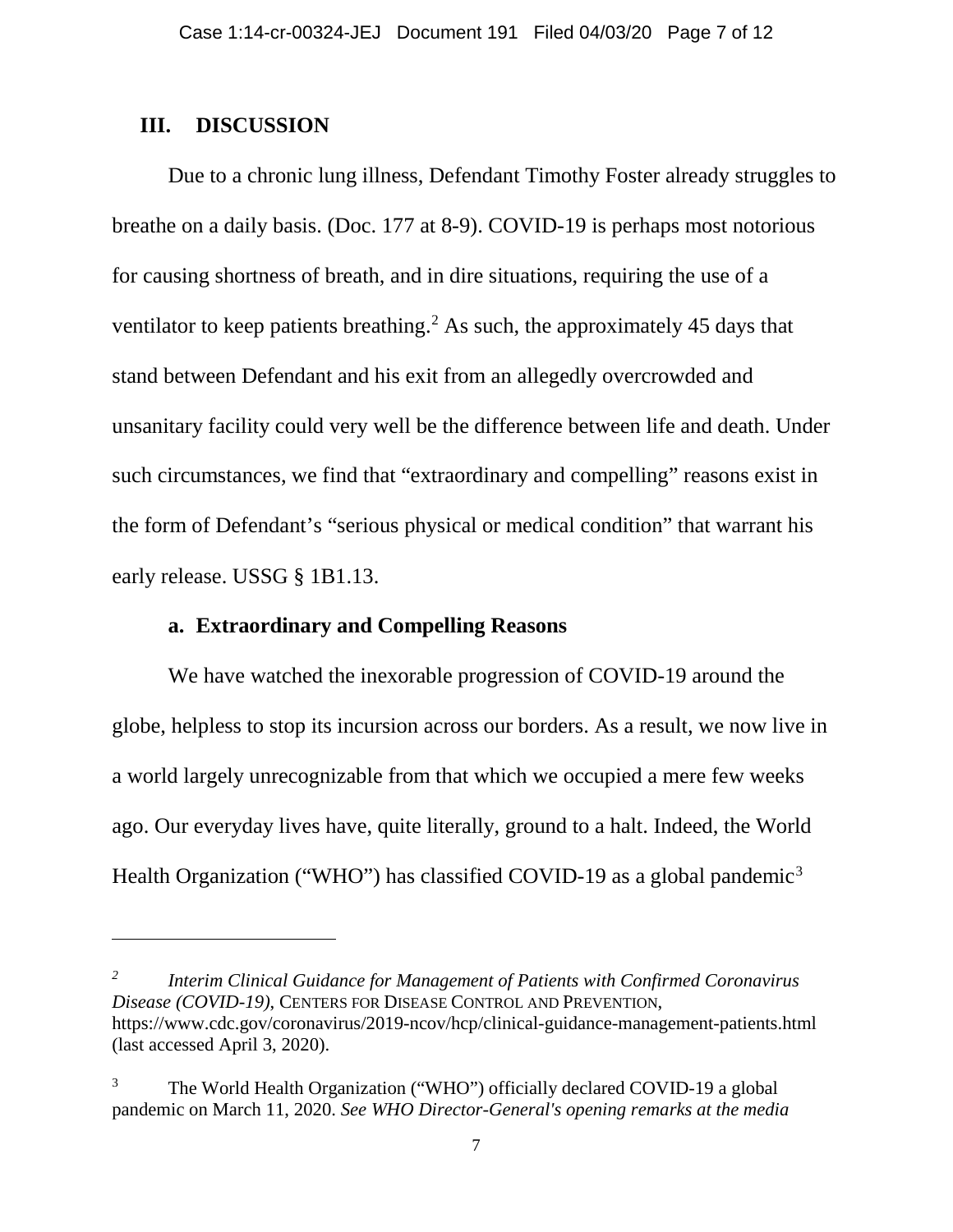## III. DISCUSSION

Due to a chronic lung illness, Defendant Timothy Foster already struggles to breathe on a daily basis. (Doc. 177 at 8-9). COVID-19 is perhaps most notorious for causing shortness of breath, and in dire situations, requiring the use of a ventilator to keep patients breathing.[2] As such, the approximately 45 days that stand between Defendant and his exit from an allegedly overcrowded and unsanitary facility could very well be the difference between life and death. Under such circumstances, we find that "extraordinary and compelling" reasons exist in the form of Defendant's "serious physical or medical condition" that warrant his early release. USSG § 1B1.13.

### a. Extraordinary and Compelling Reasons

We have watched the inexorable progression of COVID-19 around the globe, helpless to stop its incursion across our borders. As a result, we now live in a world largely unrecognizable from that which we occupied a mere few weeks ago. Our everyday lives have, quite literally, ground to a halt. Indeed, the World Health Organization ("WHO") has classified COVID-19 as a global pandemic[3]

---

[2] *Interim Clinical Guidance for Management of Patients with Confirmed Coronavirus Disease (COVID-19)*, CENTERS FOR DISEASE CONTROL AND PREVENTION, https://www.cdc.gov/coronavirus/2019-ncov/hcp/clinical-guidance-management-patients.html (last accessed April 3, 2020).

[3] The World Health Organization ("WHO") officially declared COVID-19 a global pandemic on March 11, 2020. *See WHO Director-General's opening remarks at the media*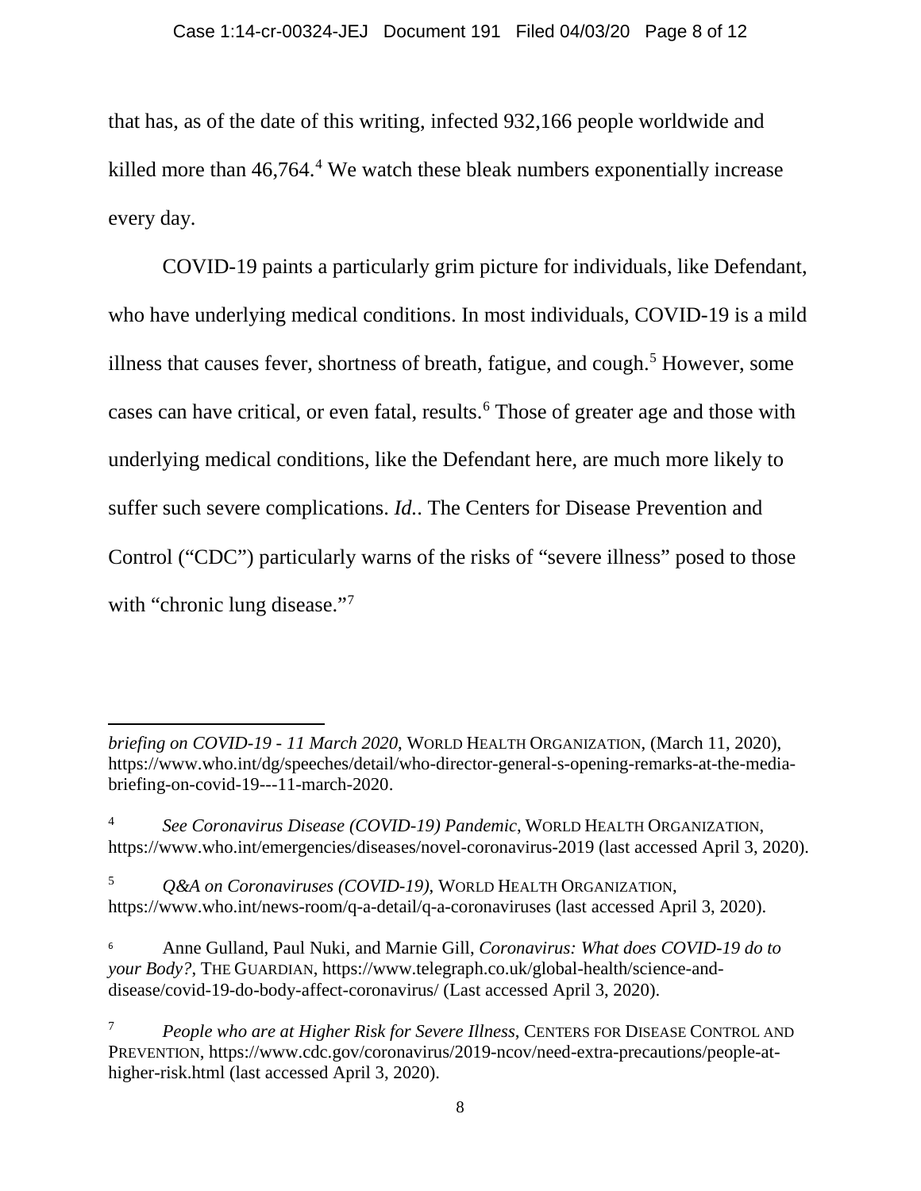that has, as of the date of this writing, infected 932,166 people worldwide and killed more than 46,764.[4] We watch these bleak numbers exponentially increase every day.

COVID-19 paints a particularly grim picture for individuals, like Defendant, who have underlying medical conditions. In most individuals, COVID-19 is a mild illness that causes fever, shortness of breath, fatigue, and cough.[5] However, some cases can have critical, or even fatal, results.[6] Those of greater age and those with underlying medical conditions, like the Defendant here, are much more likely to suffer such severe complications. *Id.*. The Centers for Disease Prevention and Control ("CDC") particularly warns of the risks of "severe illness" posed to those with "chronic lung disease."[7]

---

*briefing on COVID-19 - 11 March 2020*, WORLD HEALTH ORGANIZATION, (March 11, 2020), https://www.who.int/dg/speeches/detail/who-director-general-s-opening-remarks-at-the-media-briefing-on-covid-19---11-march-2020.

[4] *See Coronavirus Disease (COVID-19) Pandemic*, WORLD HEALTH ORGANIZATION, https://www.who.int/emergencies/diseases/novel-coronavirus-2019 (last accessed April 3, 2020).

[5] *Q&A on Coronaviruses (COVID-19)*, WORLD HEALTH ORGANIZATION, https://www.who.int/news-room/q-a-detail/q-a-coronaviruses (last accessed April 3, 2020).

[6] Anne Gulland, Paul Nuki, and Marnie Gill, *Coronavirus: What does COVID-19 do to your Body?*, THE GUARDIAN, https://www.telegraph.co.uk/global-health/science-and-disease/covid-19-do-body-affect-coronavirus/ (Last accessed April 3, 2020).

[7] *People who are at Higher Risk for Severe Illness*, CENTERS FOR DISEASE CONTROL AND PREVENTION, https://www.cdc.gov/coronavirus/2019-ncov/need-extra-precautions/people-at-higher-risk.html (last accessed April 3, 2020).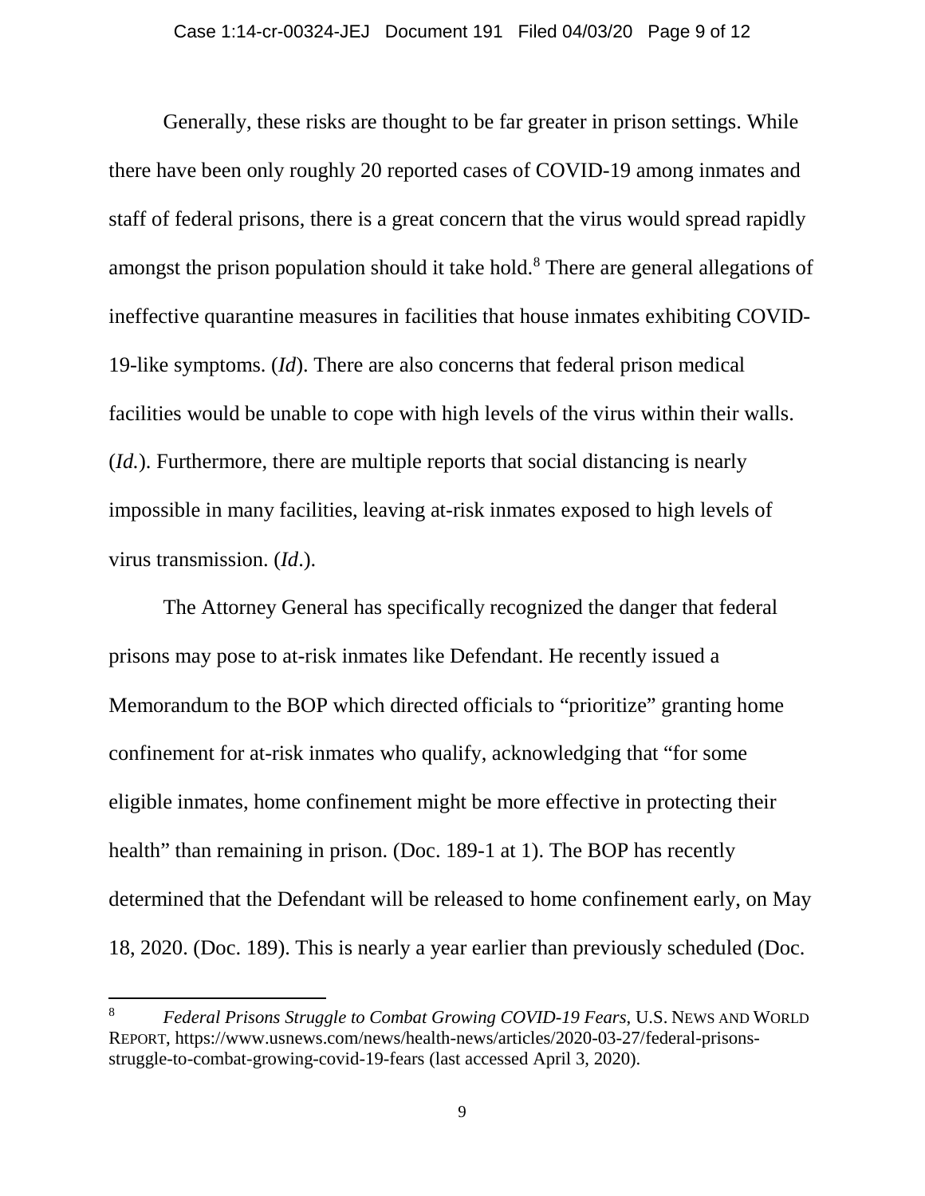Generally, these risks are thought to be far greater in prison settings. While there have been only roughly 20 reported cases of COVID-19 among inmates and staff of federal prisons, there is a great concern that the virus would spread rapidly amongst the prison population should it take hold.[8] There are general allegations of ineffective quarantine measures in facilities that house inmates exhibiting COVID-19-like symptoms. (*Id*). There are also concerns that federal prison medical facilities would be unable to cope with high levels of the virus within their walls. (*Id.*). Furthermore, there are multiple reports that social distancing is nearly impossible in many facilities, leaving at-risk inmates exposed to high levels of virus transmission. (*Id*.).

The Attorney General has specifically recognized the danger that federal prisons may pose to at-risk inmates like Defendant. He recently issued a Memorandum to the BOP which directed officials to "prioritize" granting home confinement for at-risk inmates who qualify, acknowledging that "for some eligible inmates, home confinement might be more effective in protecting their health" than remaining in prison. (Doc. 189-1 at 1). The BOP has recently determined that the Defendant will be released to home confinement early, on May 18, 2020. (Doc. 189). This is nearly a year earlier than previously scheduled (Doc.

---

[8] *Federal Prisons Struggle to Combat Growing COVID-19 Fears*, U.S. NEWS AND WORLD REPORT, https://www.usnews.com/news/health-news/articles/2020-03-27/federal-prisons-struggle-to-combat-growing-covid-19-fears (last accessed April 3, 2020).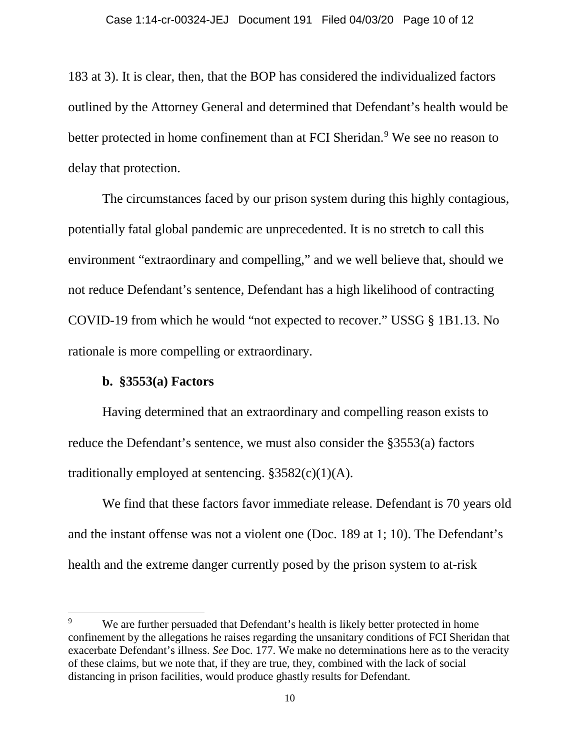183 at 3). It is clear, then, that the BOP has considered the individualized factors outlined by the Attorney General and determined that Defendant's health would be better protected in home confinement than at FCI Sheridan.[9] We see no reason to delay that protection.

The circumstances faced by our prison system during this highly contagious, potentially fatal global pandemic are unprecedented. It is no stretch to call this environment "extraordinary and compelling," and we well believe that, should we not reduce Defendant's sentence, Defendant has a high likelihood of contracting COVID-19 from which he would "not expected to recover." USSG § 1B1.13. No rationale is more compelling or extraordinary.

**b. §3553(a) Factors**

Having determined that an extraordinary and compelling reason exists to reduce the Defendant's sentence, we must also consider the §3553(a) factors traditionally employed at sentencing. §3582(c)(1)(A).

We find that these factors favor immediate release. Defendant is 70 years old and the instant offense was not a violent one (Doc. 189 at 1; 10). The Defendant's health and the extreme danger currently posed by the prison system to at-risk

---

[9] We are further persuaded that Defendant's health is likely better protected in home confinement by the allegations he raises regarding the unsanitary conditions of FCI Sheridan that exacerbate Defendant's illness. *See* Doc. 177. We make no determinations here as to the veracity of these claims, but we note that, if they are true, they, combined with the lack of social distancing in prison facilities, would produce ghastly results for Defendant.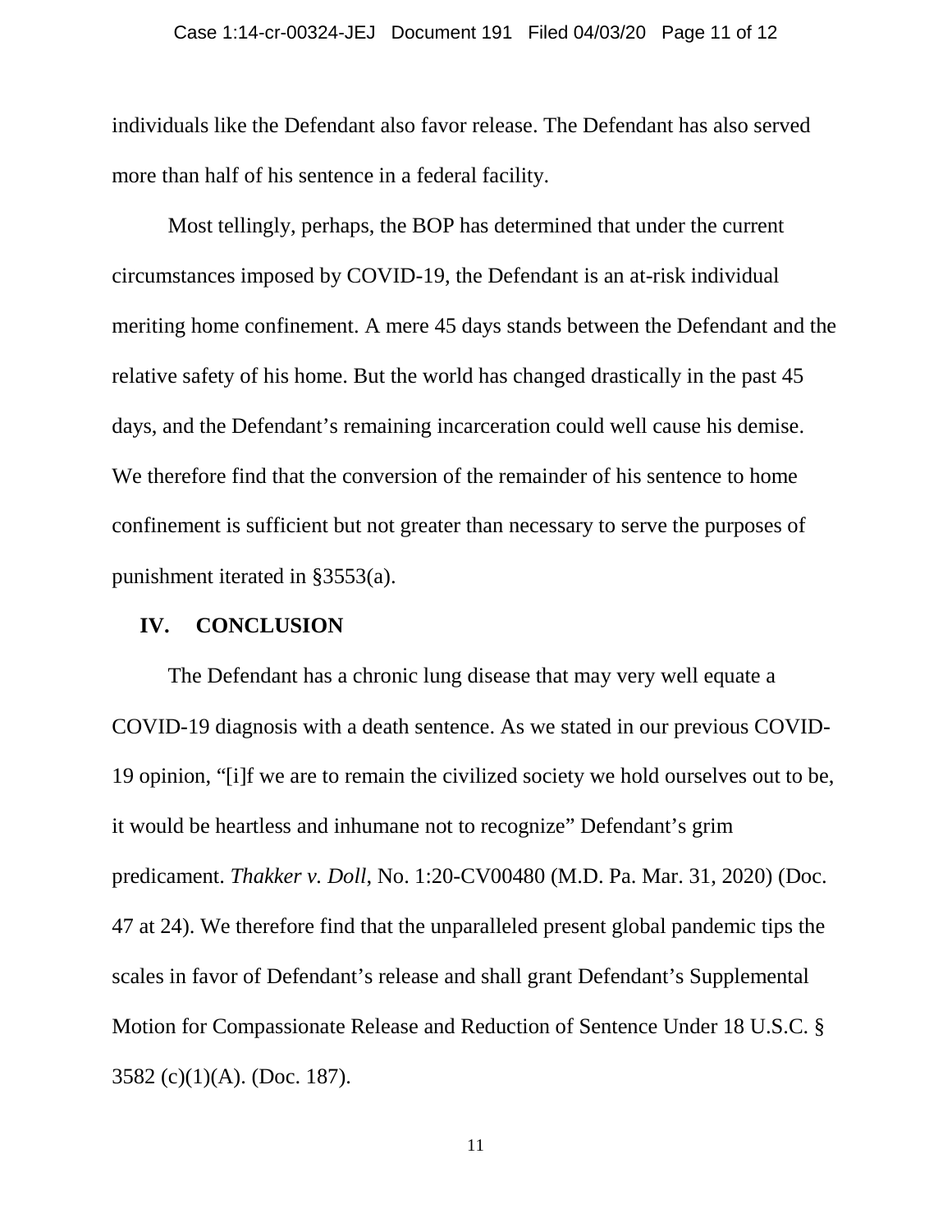individuals like the Defendant also favor release. The Defendant has also served more than half of his sentence in a federal facility.

Most tellingly, perhaps, the BOP has determined that under the current circumstances imposed by COVID-19, the Defendant is an at-risk individual meriting home confinement. A mere 45 days stands between the Defendant and the relative safety of his home. But the world has changed drastically in the past 45 days, and the Defendant's remaining incarceration could well cause his demise. We therefore find that the conversion of the remainder of his sentence to home confinement is sufficient but not greater than necessary to serve the purposes of punishment iterated in §3553(a).

## IV. CONCLUSION

The Defendant has a chronic lung disease that may very well equate a COVID-19 diagnosis with a death sentence. As we stated in our previous COVID-19 opinion, "[i]f we are to remain the civilized society we hold ourselves out to be, it would be heartless and inhumane not to recognize" Defendant's grim predicament. *Thakker v. Doll*, No. 1:20-CV00480 (M.D. Pa. Mar. 31, 2020) (Doc. 47 at 24). We therefore find that the unparalleled present global pandemic tips the scales in favor of Defendant's release and shall grant Defendant's Supplemental Motion for Compassionate Release and Reduction of Sentence Under 18 U.S.C. § 3582 (c)(1)(A). (Doc. 187).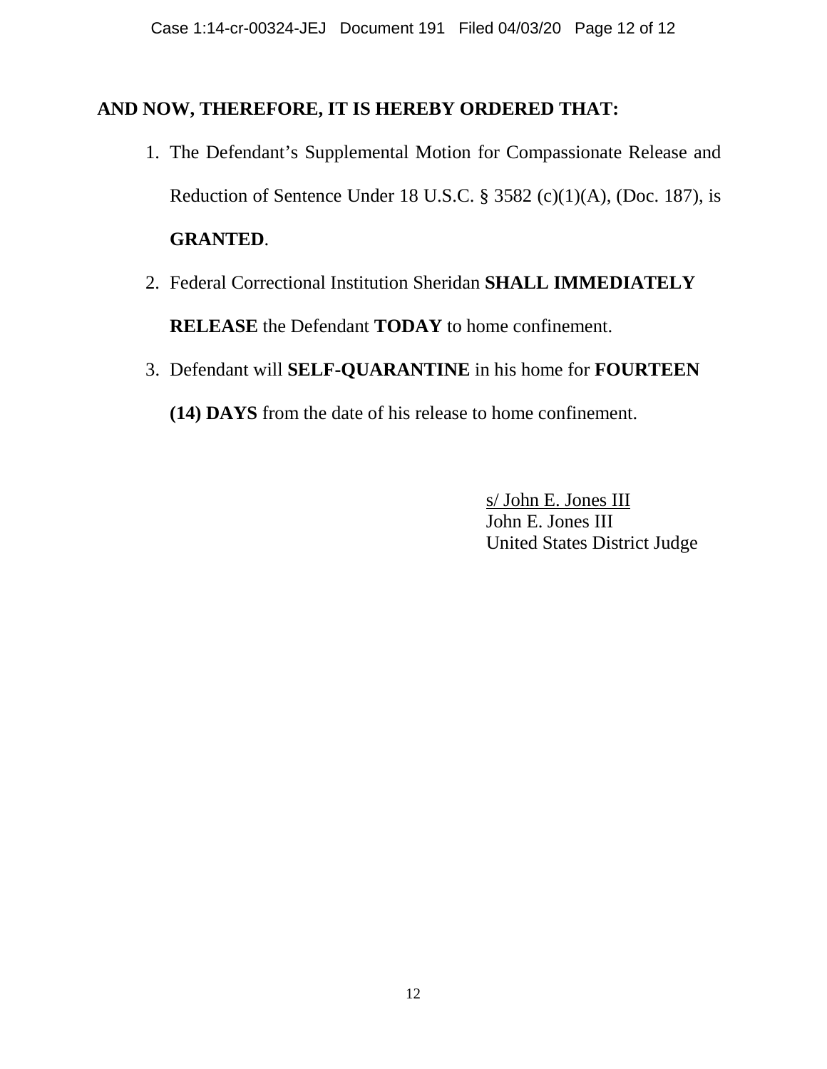**AND NOW, THEREFORE, IT IS HEREBY ORDERED THAT:**

1. The Defendant's Supplemental Motion for Compassionate Release and Reduction of Sentence Under 18 U.S.C. § 3582 (c)(1)(A), (Doc. 187), is **GRANTED**.
2. Federal Correctional Institution Sheridan **SHALL IMMEDIATELY RELEASE** the Defendant **TODAY** to home confinement.
3. Defendant will **SELF-QUARANTINE** in his home for **FOURTEEN (14) DAYS** from the date of his release to home confinement.

s/ John E. Jones III
John E. Jones III
United States District Judge